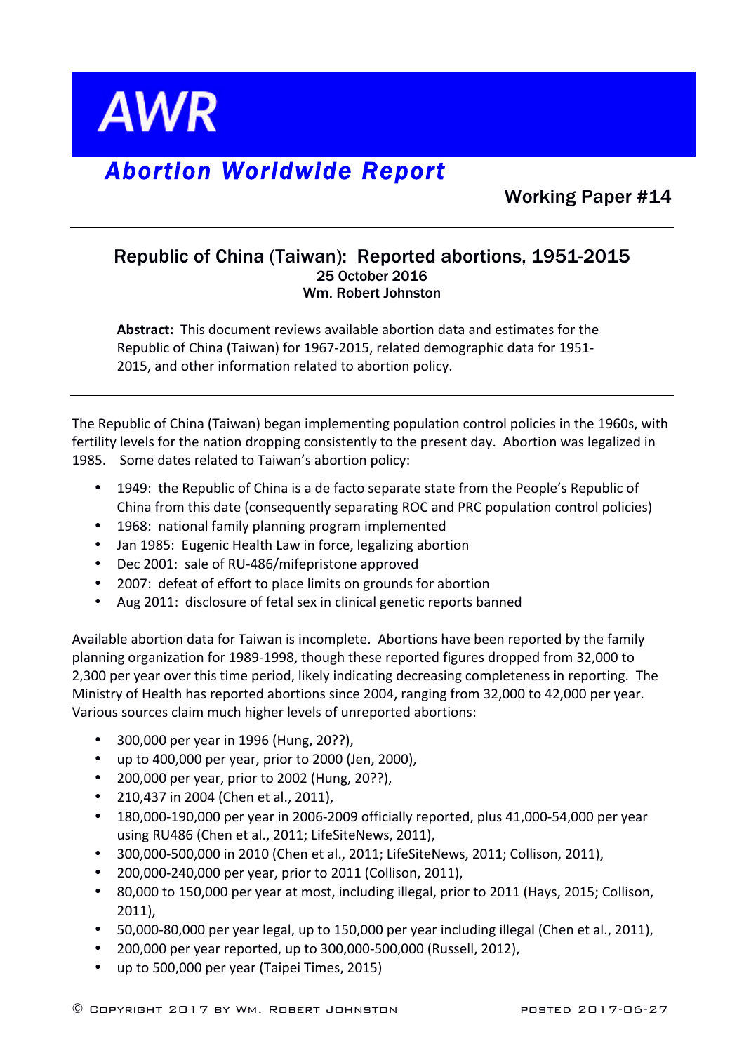# AWR

## *Abortion Worldwide Report*

**Working Paper #14**

---

### Republic of China (Taiwan): Reported abortions, 1951-2015

**25 October 2016**
**Wm. Robert Johnston**

**Abstract:** This document reviews available abortion data and estimates for the Republic of China (Taiwan) for 1967-2015, related demographic data for 1951-2015, and other information related to abortion policy.

---

The Republic of China (Taiwan) began implementing population control policies in the 1960s, with fertility levels for the nation dropping consistently to the present day. Abortion was legalized in 1985. Some dates related to Taiwan's abortion policy:

- 1949: the Republic of China is a de facto separate state from the People's Republic of China from this date (consequently separating ROC and PRC population control policies)
- 1968: national family planning program implemented
- Jan 1985: Eugenic Health Law in force, legalizing abortion
- Dec 2001: sale of RU-486/mifepristone approved
- 2007: defeat of effort to place limits on grounds for abortion
- Aug 2011: disclosure of fetal sex in clinical genetic reports banned

Available abortion data for Taiwan is incomplete. Abortions have been reported by the family planning organization for 1989-1998, though these reported figures dropped from 32,000 to 2,300 per year over this time period, likely indicating decreasing completeness in reporting. The Ministry of Health has reported abortions since 2004, ranging from 32,000 to 42,000 per year. Various sources claim much higher levels of unreported abortions:

- 300,000 per year in 1996 (Hung, 20??),
- up to 400,000 per year, prior to 2000 (Jen, 2000),
- 200,000 per year, prior to 2002 (Hung, 20??),
- 210,437 in 2004 (Chen et al., 2011),
- 180,000-190,000 per year in 2006-2009 officially reported, plus 41,000-54,000 per year using RU486 (Chen et al., 2011; LifeSiteNews, 2011),
- 300,000-500,000 in 2010 (Chen et al., 2011; LifeSiteNews, 2011; Collison, 2011),
- 200,000-240,000 per year, prior to 2011 (Collison, 2011),
- 80,000 to 150,000 per year at most, including illegal, prior to 2011 (Hays, 2015; Collison, 2011),
- 50,000-80,000 per year legal, up to 150,000 per year including illegal (Chen et al., 2011),
- 200,000 per year reported, up to 300,000-500,000 (Russell, 2012),
- up to 500,000 per year (Taipei Times, 2015)

© Copyright 2017 by Wm. Robert Johnston — posted 2017-06-27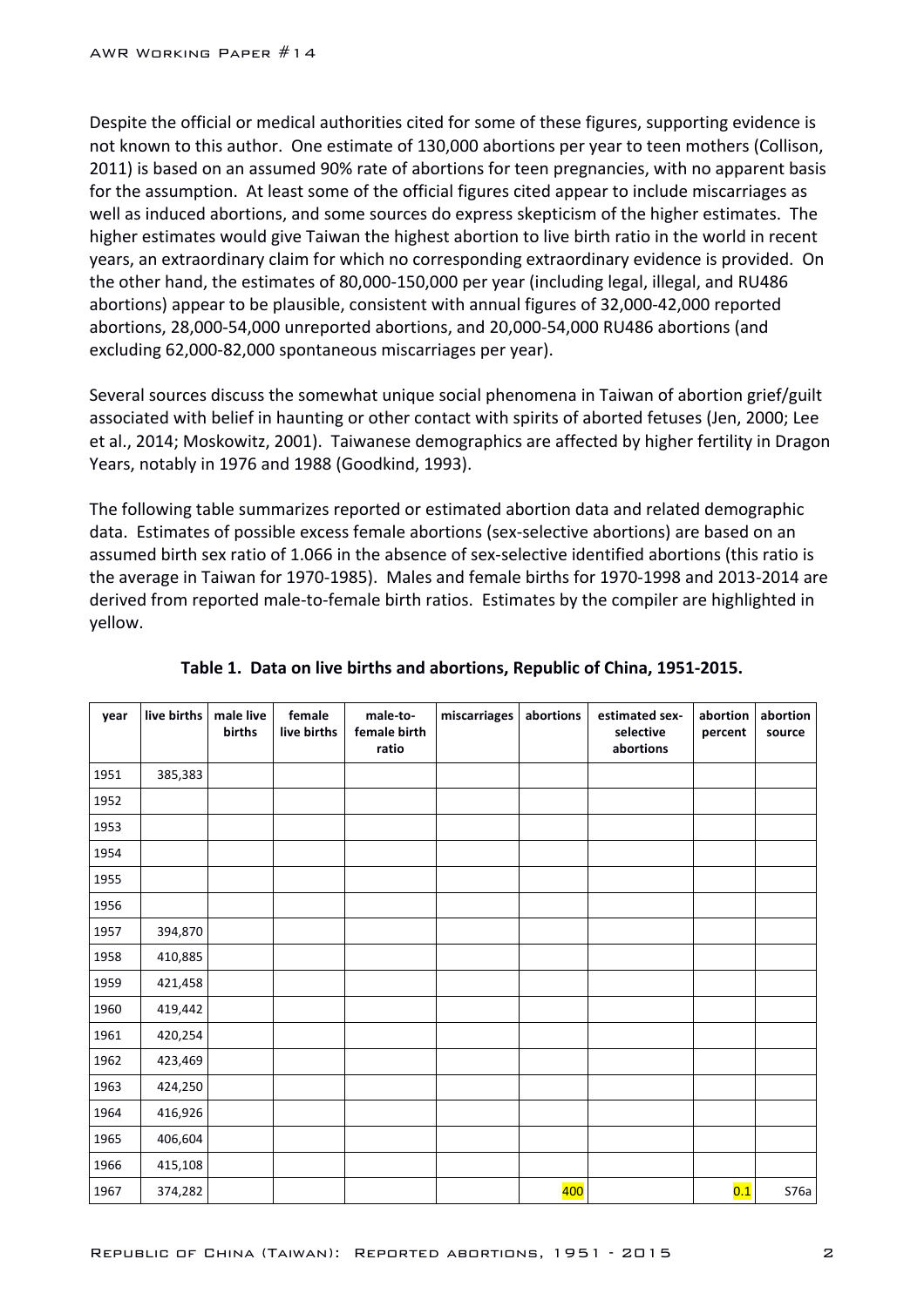Despite the official or medical authorities cited for some of these figures, supporting evidence is not known to this author. One estimate of 130,000 abortions per year to teen mothers (Collison, 2011) is based on an assumed 90% rate of abortions for teen pregnancies, with no apparent basis for the assumption. At least some of the official figures cited appear to include miscarriages as well as induced abortions, and some sources do express skepticism of the higher estimates. The higher estimates would give Taiwan the highest abortion to live birth ratio in the world in recent years, an extraordinary claim for which no corresponding extraordinary evidence is provided. On the other hand, the estimates of 80,000-150,000 per year (including legal, illegal, and RU486 abortions) appear to be plausible, consistent with annual figures of 32,000-42,000 reported abortions, 28,000-54,000 unreported abortions, and 20,000-54,000 RU486 abortions (and excluding 62,000-82,000 spontaneous miscarriages per year).

Several sources discuss the somewhat unique social phenomena in Taiwan of abortion grief/guilt associated with belief in haunting or other contact with spirits of aborted fetuses (Jen, 2000; Lee et al., 2014; Moskowitz, 2001). Taiwanese demographics are affected by higher fertility in Dragon Years, notably in 1976 and 1988 (Goodkind, 1993).

The following table summarizes reported or estimated abortion data and related demographic data. Estimates of possible excess female abortions (sex-selective abortions) are based on an assumed birth sex ratio of 1.066 in the absence of sex-selective identified abortions (this ratio is the average in Taiwan for 1970-1985). Males and female births for 1970-1998 and 2013-2014 are derived from reported male-to-female birth ratios. Estimates by the compiler are highlighted in yellow.

**Table 1. Data on live births and abortions, Republic of China, 1951-2015.**

| year | live births | male live births | female live births | male-to-female birth ratio | miscarriages | abortions | estimated sex-selective abortions | abortion percent | abortion source |
|---|---|---|---|---|---|---|---|---|---|
| 1951 | 385,383 | | | | | | | | |
| 1952 | | | | | | | | | |
| 1953 | | | | | | | | | |
| 1954 | | | | | | | | | |
| 1955 | | | | | | | | | |
| 1956 | | | | | | | | | |
| 1957 | 394,870 | | | | | | | | |
| 1958 | 410,885 | | | | | | | | |
| 1959 | 421,458 | | | | | | | | |
| 1960 | 419,442 | | | | | | | | |
| 1961 | 420,254 | | | | | | | | |
| 1962 | 423,469 | | | | | | | | |
| 1963 | 424,250 | | | | | | | | |
| 1964 | 416,926 | | | | | | | | |
| 1965 | 406,604 | | | | | | | | |
| 1966 | 415,108 | | | | | | | | |
| 1967 | 374,282 | | | | | 400 | | 0.1 | S76a |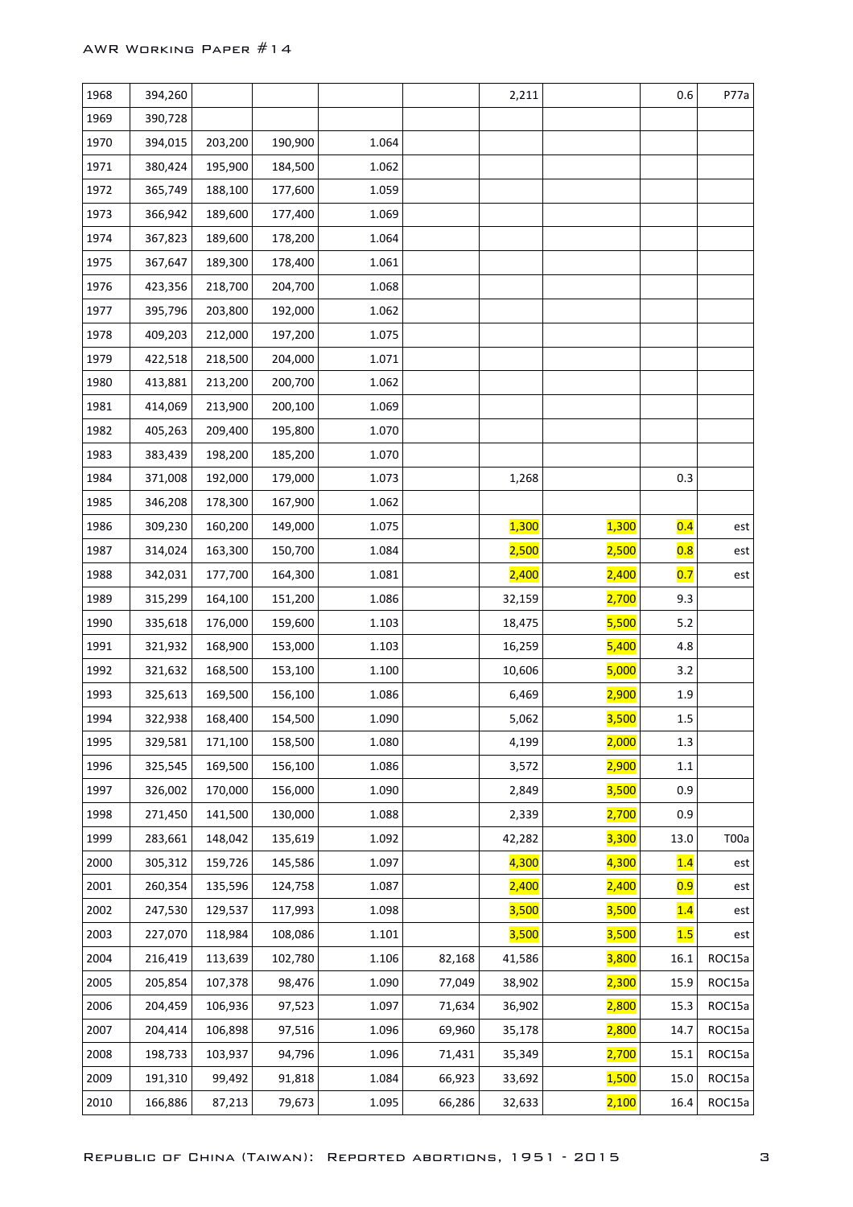| | | | | | | | | | |
|---|---|---|---|---|---|---|---|---|---|
| 1968 | 394,260 | | | | | 2,211 | | 0.6 | P77a |
| 1969 | 390,728 | | | | | | | | |
| 1970 | 394,015 | 203,200 | 190,900 | 1.064 | | | | | |
| 1971 | 380,424 | 195,900 | 184,500 | 1.062 | | | | | |
| 1972 | 365,749 | 188,100 | 177,600 | 1.059 | | | | | |
| 1973 | 366,942 | 189,600 | 177,400 | 1.069 | | | | | |
| 1974 | 367,823 | 189,600 | 178,200 | 1.064 | | | | | |
| 1975 | 367,647 | 189,300 | 178,400 | 1.061 | | | | | |
| 1976 | 423,356 | 218,700 | 204,700 | 1.068 | | | | | |
| 1977 | 395,796 | 203,800 | 192,000 | 1.062 | | | | | |
| 1978 | 409,203 | 212,000 | 197,200 | 1.075 | | | | | |
| 1979 | 422,518 | 218,500 | 204,000 | 1.071 | | | | | |
| 1980 | 413,881 | 213,200 | 200,700 | 1.062 | | | | | |
| 1981 | 414,069 | 213,900 | 200,100 | 1.069 | | | | | |
| 1982 | 405,263 | 209,400 | 195,800 | 1.070 | | | | | |
| 1983 | 383,439 | 198,200 | 185,200 | 1.070 | | | | | |
| 1984 | 371,008 | 192,000 | 179,000 | 1.073 | | 1,268 | | 0.3 | |
| 1985 | 346,208 | 178,300 | 167,900 | 1.062 | | | | | |
| 1986 | 309,230 | 160,200 | 149,000 | 1.075 | | 1,300 | 1,300 | 0.4 | est |
| 1987 | 314,024 | 163,300 | 150,700 | 1.084 | | 2,500 | 2,500 | 0.8 | est |
| 1988 | 342,031 | 177,700 | 164,300 | 1.081 | | 2,400 | 2,400 | 0.7 | est |
| 1989 | 315,299 | 164,100 | 151,200 | 1.086 | | 32,159 | 2,700 | 9.3 | |
| 1990 | 335,618 | 176,000 | 159,600 | 1.103 | | 18,475 | 5,500 | 5.2 | |
| 1991 | 321,932 | 168,900 | 153,000 | 1.103 | | 16,259 | 5,400 | 4.8 | |
| 1992 | 321,632 | 168,500 | 153,100 | 1.100 | | 10,606 | 5,000 | 3.2 | |
| 1993 | 325,613 | 169,500 | 156,100 | 1.086 | | 6,469 | 2,900 | 1.9 | |
| 1994 | 322,938 | 168,400 | 154,500 | 1.090 | | 5,062 | 3,500 | 1.5 | |
| 1995 | 329,581 | 171,100 | 158,500 | 1.080 | | 4,199 | 2,000 | 1.3 | |
| 1996 | 325,545 | 169,500 | 156,100 | 1.086 | | 3,572 | 2,900 | 1.1 | |
| 1997 | 326,002 | 170,000 | 156,000 | 1.090 | | 2,849 | 3,500 | 0.9 | |
| 1998 | 271,450 | 141,500 | 130,000 | 1.088 | | 2,339 | 2,700 | 0.9 | |
| 1999 | 283,661 | 148,042 | 135,619 | 1.092 | | 42,282 | 3,300 | 13.0 | T00a |
| 2000 | 305,312 | 159,726 | 145,586 | 1.097 | | 4,300 | 4,300 | 1.4 | est |
| 2001 | 260,354 | 135,596 | 124,758 | 1.087 | | 2,400 | 2,400 | 0.9 | est |
| 2002 | 247,530 | 129,537 | 117,993 | 1.098 | | 3,500 | 3,500 | 1.4 | est |
| 2003 | 227,070 | 118,984 | 108,086 | 1.101 | | 3,500 | 3,500 | 1.5 | est |
| 2004 | 216,419 | 113,639 | 102,780 | 1.106 | 82,168 | 41,586 | 3,800 | 16.1 | ROC15a |
| 2005 | 205,854 | 107,378 | 98,476 | 1.090 | 77,049 | 38,902 | 2,300 | 15.9 | ROC15a |
| 2006 | 204,459 | 106,936 | 97,523 | 1.097 | 71,634 | 36,902 | 2,800 | 15.3 | ROC15a |
| 2007 | 204,414 | 106,898 | 97,516 | 1.096 | 69,960 | 35,178 | 2,800 | 14.7 | ROC15a |
| 2008 | 198,733 | 103,937 | 94,796 | 1.096 | 71,431 | 35,349 | 2,700 | 15.1 | ROC15a |
| 2009 | 191,310 | 99,492 | 91,818 | 1.084 | 66,923 | 33,692 | 1,500 | 15.0 | ROC15a |
| 2010 | 166,886 | 87,213 | 79,673 | 1.095 | 66,286 | 32,633 | 2,100 | 16.4 | ROC15a |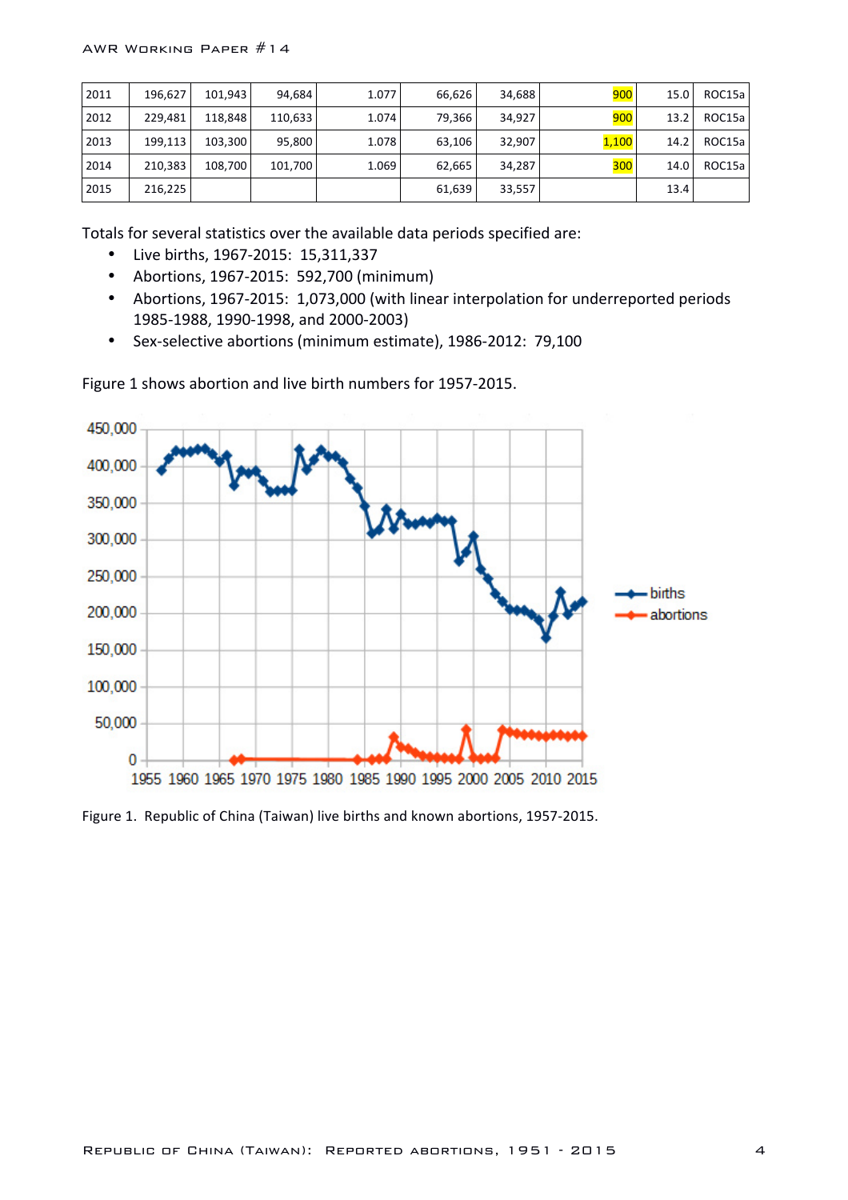| 2011 | 196,627 | 101,943 | 94,684 | 1.077 | 66,626 | 34,688 | 900 | 15.0 | ROC15a |
|---|---|---|---|---|---|---|---|---|---|
| 2012 | 229,481 | 118,848 | 110,633 | 1.074 | 79,366 | 34,927 | 900 | 13.2 | ROC15a |
| 2013 | 199,113 | 103,300 | 95,800 | 1.078 | 63,106 | 32,907 | 1,100 | 14.2 | ROC15a |
| 2014 | 210,383 | 108,700 | 101,700 | 1.069 | 62,665 | 34,287 | 300 | 14.0 | ROC15a |
| 2015 | 216,225 | | | | 61,639 | 33,557 | | 13.4 | |

Totals for several statistics over the available data periods specified are:

- Live births, 1967-2015: 15,311,337
- Abortions, 1967-2015: 592,700 (minimum)
- Abortions, 1967-2015: 1,073,000 (with linear interpolation for underreported periods 1985-1988, 1990-1998, and 2000-2003)
- Sex-selective abortions (minimum estimate), 1986-2012: 79,100

Figure 1 shows abortion and live birth numbers for 1957-2015.

Figure 1. Republic of China (Taiwan) live births and known abortions, 1957-2015.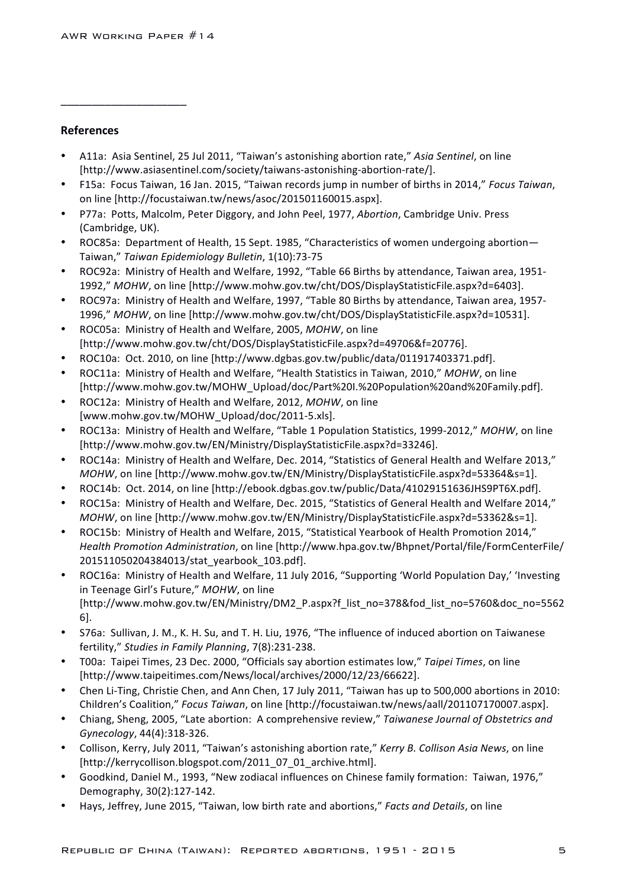______________________

## References

- A11a: Asia Sentinel, 25 Jul 2011, "Taiwan's astonishing abortion rate," *Asia Sentinel*, on line [http://www.asiasentinel.com/society/taiwans-astonishing-abortion-rate/].
- F15a: Focus Taiwan, 16 Jan. 2015, "Taiwan records jump in number of births in 2014," *Focus Taiwan*, on line [http://focustaiwan.tw/news/asoc/201501160015.aspx].
- P77a: Potts, Malcolm, Peter Diggory, and John Peel, 1977, *Abortion*, Cambridge Univ. Press (Cambridge, UK).
- ROC85a: Department of Health, 15 Sept. 1985, "Characteristics of women undergoing abortion—Taiwan," *Taiwan Epidemiology Bulletin*, 1(10):73-75
- ROC92a: Ministry of Health and Welfare, 1992, "Table 66 Births by attendance, Taiwan area, 1951-1992," *MOHW*, on line [http://www.mohw.gov.tw/cht/DOS/DisplayStatisticFile.aspx?d=6403].
- ROC97a: Ministry of Health and Welfare, 1997, "Table 80 Births by attendance, Taiwan area, 1957-1996," *MOHW*, on line [http://www.mohw.gov.tw/cht/DOS/DisplayStatisticFile.aspx?d=10531].
- ROC05a: Ministry of Health and Welfare, 2005, *MOHW*, on line [http://www.mohw.gov.tw/cht/DOS/DisplayStatisticFile.aspx?d=49706&f=20776].
- ROC10a: Oct. 2010, on line [http://www.dgbas.gov.tw/public/data/011917403371.pdf].
- ROC11a: Ministry of Health and Welfare, "Health Statistics in Taiwan, 2010," *MOHW*, on line [http://www.mohw.gov.tw/MOHW_Upload/doc/Part%20I.%20Population%20and%20Family.pdf].
- ROC12a: Ministry of Health and Welfare, 2012, *MOHW*, on line [www.mohw.gov.tw/MOHW_Upload/doc/2011-5.xls].
- ROC13a: Ministry of Health and Welfare, "Table 1 Population Statistics, 1999-2012," *MOHW*, on line [http://www.mohw.gov.tw/EN/Ministry/DisplayStatisticFile.aspx?d=33246].
- ROC14a: Ministry of Health and Welfare, Dec. 2014, "Statistics of General Health and Welfare 2013," *MOHW*, on line [http://www.mohw.gov.tw/EN/Ministry/DisplayStatisticFile.aspx?d=53364&s=1].
- ROC14b: Oct. 2014, on line [http://ebook.dgbas.gov.tw/public/Data/41029151636JHS9PT6X.pdf].
- ROC15a: Ministry of Health and Welfare, Dec. 2015, "Statistics of General Health and Welfare 2014," *MOHW*, on line [http://www.mohw.gov.tw/EN/Ministry/DisplayStatisticFile.aspx?d=53362&s=1].
- ROC15b: Ministry of Health and Welfare, 2015, "Statistical Yearbook of Health Promotion 2014," *Health Promotion Administration*, on line [http://www.hpa.gov.tw/Bhpnet/Portal/file/FormCenterFile/201511050204384013/stat_yearbook_103.pdf].
- ROC16a: Ministry of Health and Welfare, 11 July 2016, "Supporting 'World Population Day,' 'Investing in Teenage Girl's Future," *MOHW*, on line [http://www.mohw.gov.tw/EN/Ministry/DM2_P.aspx?f_list_no=378&fod_list_no=5760&doc_no=55626].
- S76a: Sullivan, J. M., K. H. Su, and T. H. Liu, 1976, "The influence of induced abortion on Taiwanese fertility," *Studies in Family Planning*, 7(8):231-238.
- T00a: Taipei Times, 23 Dec. 2000, "Officials say abortion estimates low," *Taipei Times*, on line [http://www.taipeitimes.com/News/local/archives/2000/12/23/66622].
- Chen Li-Ting, Christie Chen, and Ann Chen, 17 July 2011, "Taiwan has up to 500,000 abortions in 2010: Children's Coalition," *Focus Taiwan*, on line [http://focustaiwan.tw/news/aall/201107170007.aspx].
- Chiang, Sheng, 2005, "Late abortion: A comprehensive review," *Taiwanese Journal of Obstetrics and Gynecology*, 44(4):318-326.
- Collison, Kerry, July 2011, "Taiwan's astonishing abortion rate," *Kerry B. Collison Asia News*, on line [http://kerrycollison.blogspot.com/2011_07_01_archive.html].
- Goodkind, Daniel M., 1993, "New zodiacal influences on Chinese family formation: Taiwan, 1976," Demography, 30(2):127-142.
- Hays, Jeffrey, June 2015, "Taiwan, low birth rate and abortions," *Facts and Details*, on line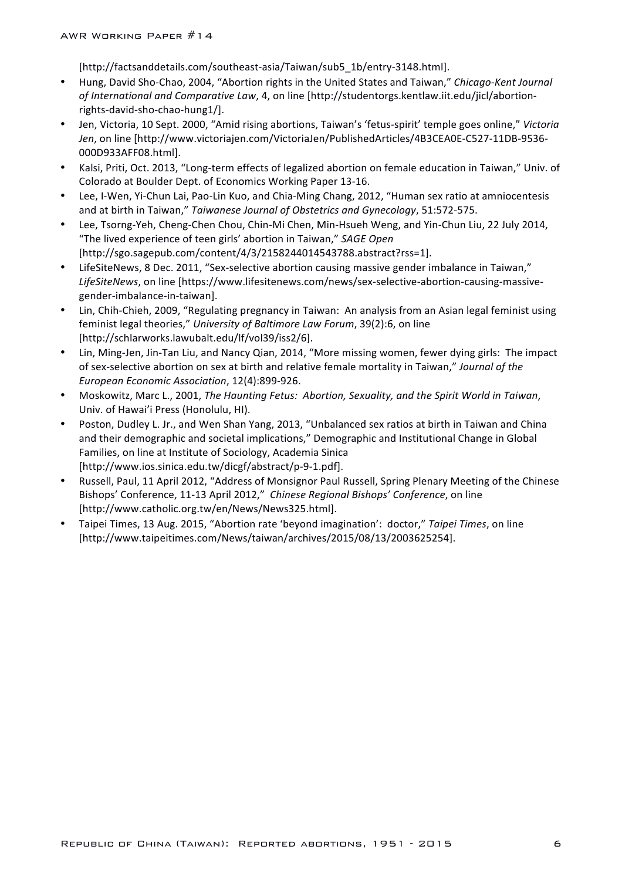[http://factsanddetails.com/southeast-asia/Taiwan/sub5_1b/entry-3148.html].

- Hung, David Sho-Chao, 2004, "Abortion rights in the United States and Taiwan," *Chicago-Kent Journal of International and Comparative Law*, 4, on line [http://studentorgs.kentlaw.iit.edu/jicl/abortion-rights-david-sho-chao-hung1/].
- Jen, Victoria, 10 Sept. 2000, "Amid rising abortions, Taiwan's 'fetus-spirit' temple goes online," *Victoria Jen*, on line [http://www.victoriajen.com/VictoriaJen/PublishedArticles/4B3CEA0E-C527-11DB-9536-000D933AFF08.html].
- Kalsi, Priti, Oct. 2013, "Long-term effects of legalized abortion on female education in Taiwan," Univ. of Colorado at Boulder Dept. of Economics Working Paper 13-16.
- Lee, I-Wen, Yi-Chun Lai, Pao-Lin Kuo, and Chia-Ming Chang, 2012, "Human sex ratio at amniocentesis and at birth in Taiwan," *Taiwanese Journal of Obstetrics and Gynecology*, 51:572-575.
- Lee, Tsorng-Yeh, Cheng-Chen Chou, Chin-Mi Chen, Min-Hsueh Weng, and Yin-Chun Liu, 22 July 2014, "The lived experience of teen girls' abortion in Taiwan," *SAGE Open* [http://sgo.sagepub.com/content/4/3/2158244014543788.abstract?rss=1].
- LifeSiteNews, 8 Dec. 2011, "Sex-selective abortion causing massive gender imbalance in Taiwan," *LifeSiteNews*, on line [https://www.lifesitenews.com/news/sex-selective-abortion-causing-massive-gender-imbalance-in-taiwan].
- Lin, Chih-Chieh, 2009, "Regulating pregnancy in Taiwan: An analysis from an Asian legal feminist using feminist legal theories," *University of Baltimore Law Forum*, 39(2):6, on line [http://schlarworks.lawubalt.edu/lf/vol39/iss2/6].
- Lin, Ming-Jen, Jin-Tan Liu, and Nancy Qian, 2014, "More missing women, fewer dying girls: The impact of sex-selective abortion on sex at birth and relative female mortality in Taiwan," *Journal of the European Economic Association*, 12(4):899-926.
- Moskowitz, Marc L., 2001, *The Haunting Fetus: Abortion, Sexuality, and the Spirit World in Taiwan*, Univ. of Hawai'i Press (Honolulu, HI).
- Poston, Dudley L. Jr., and Wen Shan Yang, 2013, "Unbalanced sex ratios at birth in Taiwan and China and their demographic and societal implications," Demographic and Institutional Change in Global Families, on line at Institute of Sociology, Academia Sinica [http://www.ios.sinica.edu.tw/dicgf/abstract/p-9-1.pdf].
- Russell, Paul, 11 April 2012, "Address of Monsignor Paul Russell, Spring Plenary Meeting of the Chinese Bishops' Conference, 11-13 April 2012," *Chinese Regional Bishops' Conference*, on line [http://www.catholic.org.tw/en/News/News325.html].
- Taipei Times, 13 Aug. 2015, "Abortion rate 'beyond imagination': doctor," *Taipei Times*, on line [http://www.taipeitimes.com/News/taiwan/archives/2015/08/13/2003625254].